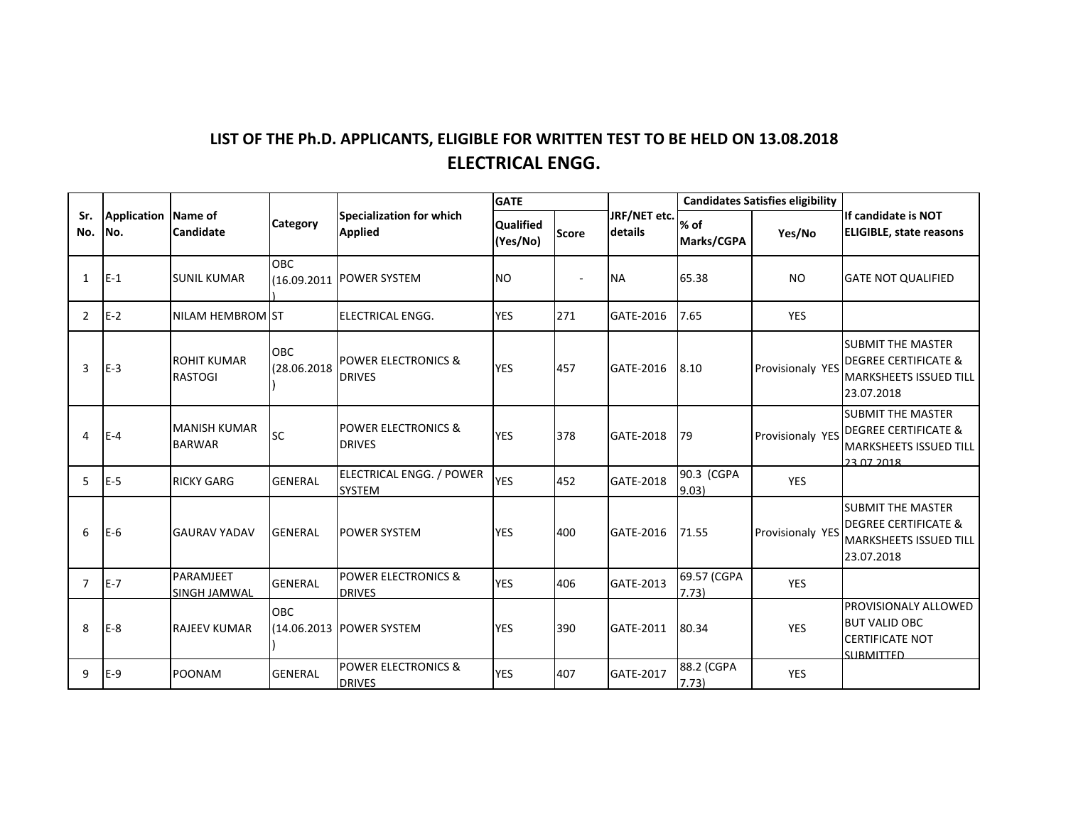# LIST OF THE Ph.D. APPLICANTS, ELIGIBLE FOR WRITTEN TEST TO BE HELD ON 13.08.2018

## ELECTRICAL ENGG.

| Sr. No. | Application No. | Name of Candidate | Category | Specialization for which Applied | GATE | | JRF/NET etc. details | Candidates Satisfies eligibility | | If candidate is NOT ELIGIBLE, state reasons |
|---|---|---|---|---|---|---|---|---|---|---|
| | | | | | Qualified (Yes/No) | Score | | % of Marks/CGPA | Yes/No | |
| 1 | E-1 | SUNIL KUMAR | OBC (16.09.2011) | POWER SYSTEM | NO | - | NA | 65.38 | NO | GATE NOT QUALIFIED |
| 2 | E-2 | NILAM HEMBROM | ST | ELECTRICAL ENGG. | YES | 271 | GATE-2016 | 7.65 | YES | |
| 3 | E-3 | ROHIT KUMAR RASTOGI | OBC (28.06.2018) | POWER ELECTRONICS & DRIVES | YES | 457 | GATE-2016 | 8.10 | Provisionaly YES | SUBMIT THE MASTER DEGREE CERTIFICATE & MARKSHEETS ISSUED TILL 23.07.2018 |
| 4 | E-4 | MANISH KUMAR BARWAR | SC | POWER ELECTRONICS & DRIVES | YES | 378 | GATE-2018 | 79 | Provisionaly YES | SUBMIT THE MASTER DEGREE CERTIFICATE & MARKSHEETS ISSUED TILL 23.07.2018 |
| 5 | E-5 | RICKY GARG | GENERAL | ELECTRICAL ENGG. / POWER SYSTEM | YES | 452 | GATE-2018 | 90.3 (CGPA 9.03) | YES | |
| 6 | E-6 | GAURAV YADAV | GENERAL | POWER SYSTEM | YES | 400 | GATE-2016 | 71.55 | Provisionaly YES | SUBMIT THE MASTER DEGREE CERTIFICATE & MARKSHEETS ISSUED TILL 23.07.2018 |
| 7 | E-7 | PARAMJEET SINGH JAMWAL | GENERAL | POWER ELECTRONICS & DRIVES | YES | 406 | GATE-2013 | 69.57 (CGPA 7.73) | YES | |
| 8 | E-8 | RAJEEV KUMAR | OBC (14.06.2013) | POWER SYSTEM | YES | 390 | GATE-2011 | 80.34 | YES | PROVISIONALY ALLOWED BUT VALID OBC CERTIFICATE NOT SUBMITTED |
| 9 | E-9 | POONAM | GENERAL | POWER ELECTRONICS & DRIVES | YES | 407 | GATE-2017 | 88.2 (CGPA 7.73) | YES | |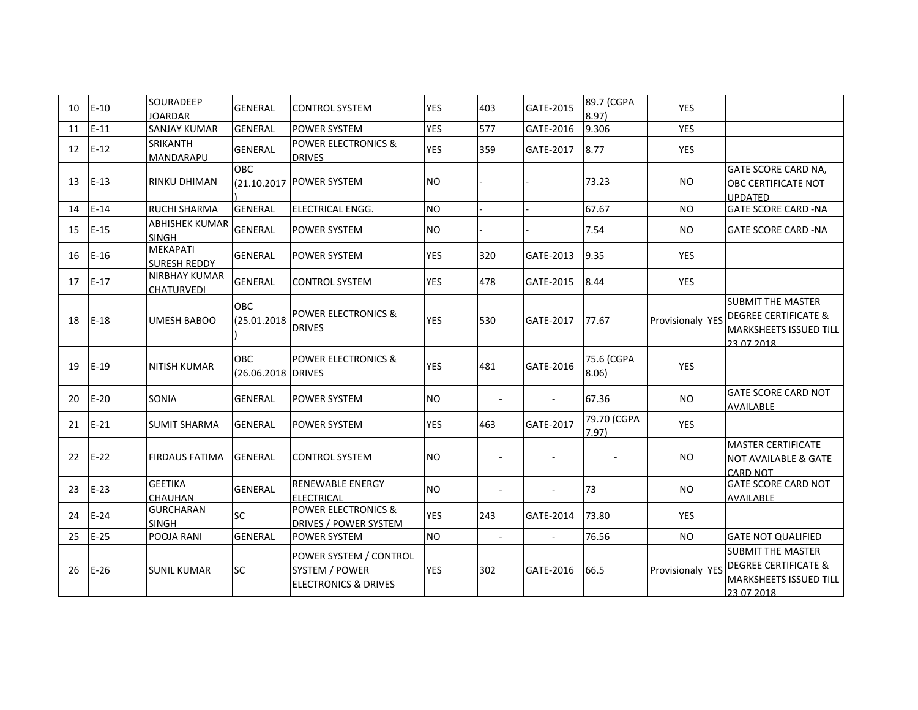| | | | | | | | | | | |
|---|---|---|---|---|---|---|---|---|---|---|
| 10 | E-10 | SOURADEEP JOARDAR | GENERAL | CONTROL SYSTEM | YES | 403 | GATE-2015 | 89.7 (CGPA 8.97) | YES | |
| 11 | E-11 | SANJAY KUMAR | GENERAL | POWER SYSTEM | YES | 577 | GATE-2016 | 9.306 | YES | |
| 12 | E-12 | SRIKANTH MANDARAPU | GENERAL | POWER ELECTRONICS & DRIVES | YES | 359 | GATE-2017 | 8.77 | YES | |
| 13 | E-13 | RINKU DHIMAN | OBC (21.10.2017) | POWER SYSTEM | NO | - | - | 73.23 | NO | GATE SCORE CARD NA, OBC CERTIFICATE NOT UPDATED |
| 14 | E-14 | RUCHI SHARMA | GENERAL | ELECTRICAL ENGG. | NO | - | - | 67.67 | NO | GATE SCORE CARD -NA |
| 15 | E-15 | ABHISHEK KUMAR SINGH | GENERAL | POWER SYSTEM | NO | - | - | 7.54 | NO | GATE SCORE CARD -NA |
| 16 | E-16 | MEKAPATI SURESH REDDY | GENERAL | POWER SYSTEM | YES | 320 | GATE-2013 | 9.35 | YES | |
| 17 | E-17 | NIRBHAY KUMAR CHATURVEDI | GENERAL | CONTROL SYSTEM | YES | 478 | GATE-2015 | 8.44 | YES | |
| 18 | E-18 | UMESH BABOO | OBC (25.01.2018) | POWER ELECTRONICS & DRIVES | YES | 530 | GATE-2017 | 77.67 | Provisionaly YES | SUBMIT THE MASTER DEGREE CERTIFICATE & MARKSHEETS ISSUED TILL 23.07.2018 |
| 19 | E-19 | NITISH KUMAR | OBC (26.06.2018 | POWER ELECTRONICS & DRIVES | YES | 481 | GATE-2016 | 75.6 (CGPA 8.06) | YES | |
| 20 | E-20 | SONIA | GENERAL | POWER SYSTEM | NO | - | - | 67.36 | NO | GATE SCORE CARD NOT AVAILABLE |
| 21 | E-21 | SUMIT SHARMA | GENERAL | POWER SYSTEM | YES | 463 | GATE-2017 | 79.70 (CGPA 7.97) | YES | |
| 22 | E-22 | FIRDAUS FATIMA | GENERAL | CONTROL SYSTEM | NO | - | - | - | NO | MASTER CERTIFICATE NOT AVAILABLE & GATE CARD NOT |
| 23 | E-23 | GEETIKA CHAUHAN | GENERAL | RENEWABLE ENERGY ELECTRICAL | NO | - | - | 73 | NO | GATE SCORE CARD NOT AVAILABLE |
| 24 | E-24 | GURCHARAN SINGH | SC | POWER ELECTRONICS & DRIVES / POWER SYSTEM | YES | 243 | GATE-2014 | 73.80 | YES | |
| 25 | E-25 | POOJA RANI | GENERAL | POWER SYSTEM | NO | - | - | 76.56 | NO | GATE NOT QUALIFIED |
| 26 | E-26 | SUNIL KUMAR | SC | POWER SYSTEM / CONTROL SYSTEM / POWER ELECTRONICS & DRIVES | YES | 302 | GATE-2016 | 66.5 | Provisionaly YES | SUBMIT THE MASTER DEGREE CERTIFICATE & MARKSHEETS ISSUED TILL 23.07.2018 |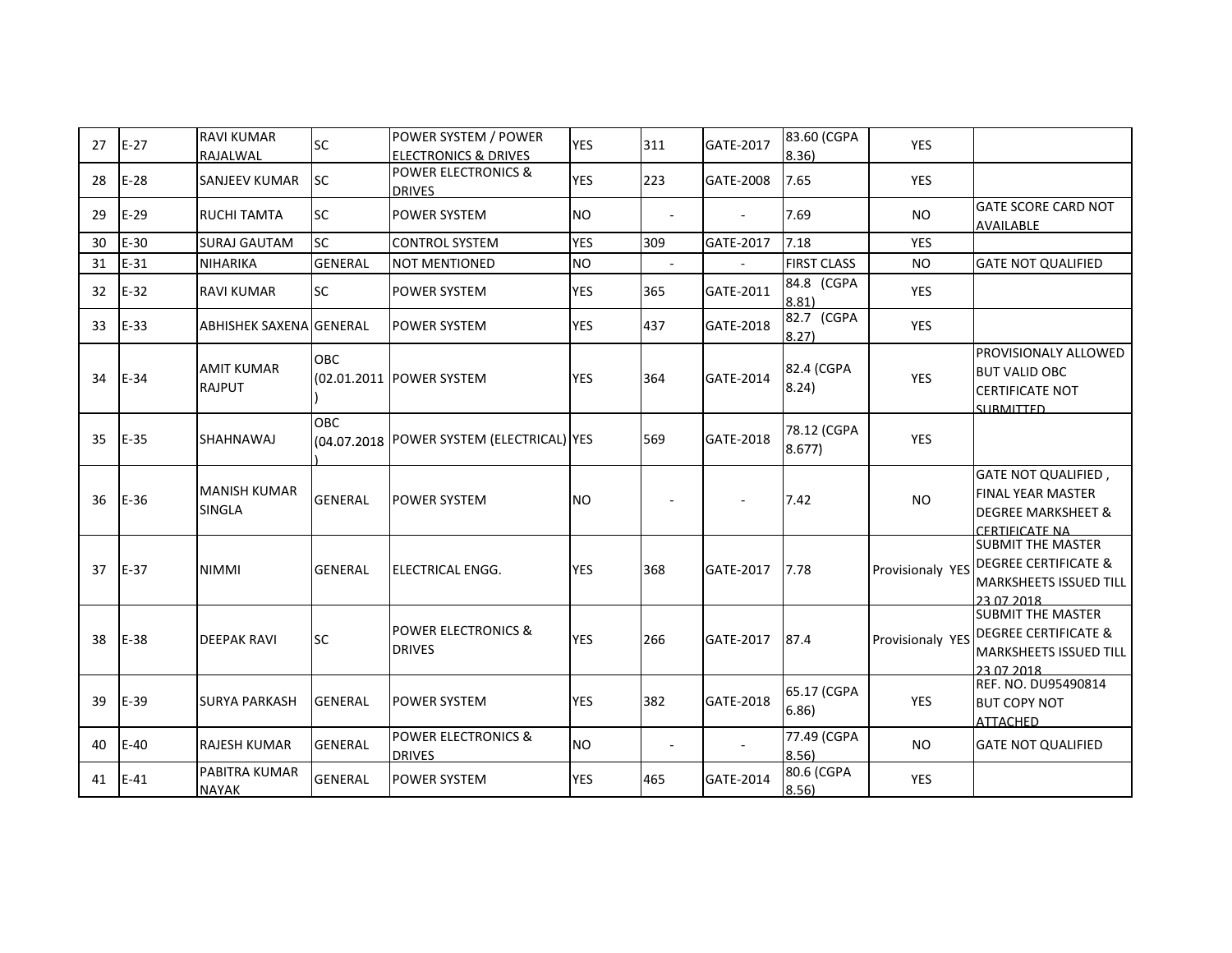| 27 | E-27 | RAVI KUMAR RAJALWAL | SC | POWER SYSTEM / POWER ELECTRONICS & DRIVES | YES | 311 | GATE-2017 | 83.60 (CGPA 8.36) | YES | |
|---|---|---|---|---|---|---|---|---|---|---|
| 28 | E-28 | SANJEEV KUMAR | SC | POWER ELECTRONICS & DRIVES | YES | 223 | GATE-2008 | 7.65 | YES | |
| 29 | E-29 | RUCHI TAMTA | SC | POWER SYSTEM | NO | - | - | 7.69 | NO | GATE SCORE CARD NOT AVAILABLE |
| 30 | E-30 | SURAJ GAUTAM | SC | CONTROL SYSTEM | YES | 309 | GATE-2017 | 7.18 | YES | |
| 31 | E-31 | NIHARIKA | GENERAL | NOT MENTIONED | NO | - | - | FIRST CLASS | NO | GATE NOT QUALIFIED |
| 32 | E-32 | RAVI KUMAR | SC | POWER SYSTEM | YES | 365 | GATE-2011 | 84.8 (CGPA 8.81) | YES | |
| 33 | E-33 | ABHISHEK SAXENA | GENERAL | POWER SYSTEM | YES | 437 | GATE-2018 | 82.7 (CGPA 8.27) | YES | |
| 34 | E-34 | AMIT KUMAR RAJPUT | OBC (02.01.2011) | POWER SYSTEM | YES | 364 | GATE-2014 | 82.4 (CGPA 8.24) | YES | PROVISIONALY ALLOWED BUT VALID OBC CERTIFICATE NOT SUBMITTED |
| 35 | E-35 | SHAHNAWAJ | OBC (04.07.2018) | POWER SYSTEM (ELECTRICAL) | YES | 569 | GATE-2018 | 78.12 (CGPA 8.677) | YES | |
| 36 | E-36 | MANISH KUMAR SINGLA | GENERAL | POWER SYSTEM | NO | - | - | 7.42 | NO | GATE NOT QUALIFIED , FINAL YEAR MASTER DEGREE MARKSHEET & CERTIFICATE NA |
| 37 | E-37 | NIMMI | GENERAL | ELECTRICAL ENGG. | YES | 368 | GATE-2017 | 7.78 | Provisionaly YES | SUBMIT THE MASTER DEGREE CERTIFICATE & MARKSHEETS ISSUED TILL 23.07.2018 |
| 38 | E-38 | DEEPAK RAVI | SC | POWER ELECTRONICS & DRIVES | YES | 266 | GATE-2017 | 87.4 | Provisionaly YES | SUBMIT THE MASTER DEGREE CERTIFICATE & MARKSHEETS ISSUED TILL 23.07.2018 |
| 39 | E-39 | SURYA PARKASH | GENERAL | POWER SYSTEM | YES | 382 | GATE-2018 | 65.17 (CGPA 6.86) | YES | REF. NO. DU95490814 BUT COPY NOT ATTACHED |
| 40 | E-40 | RAJESH KUMAR | GENERAL | POWER ELECTRONICS & DRIVES | NO | - | - | 77.49 (CGPA 8.56) | NO | GATE NOT QUALIFIED |
| 41 | E-41 | PABITRA KUMAR NAYAK | GENERAL | POWER SYSTEM | YES | 465 | GATE-2014 | 80.6 (CGPA 8.56) | YES | |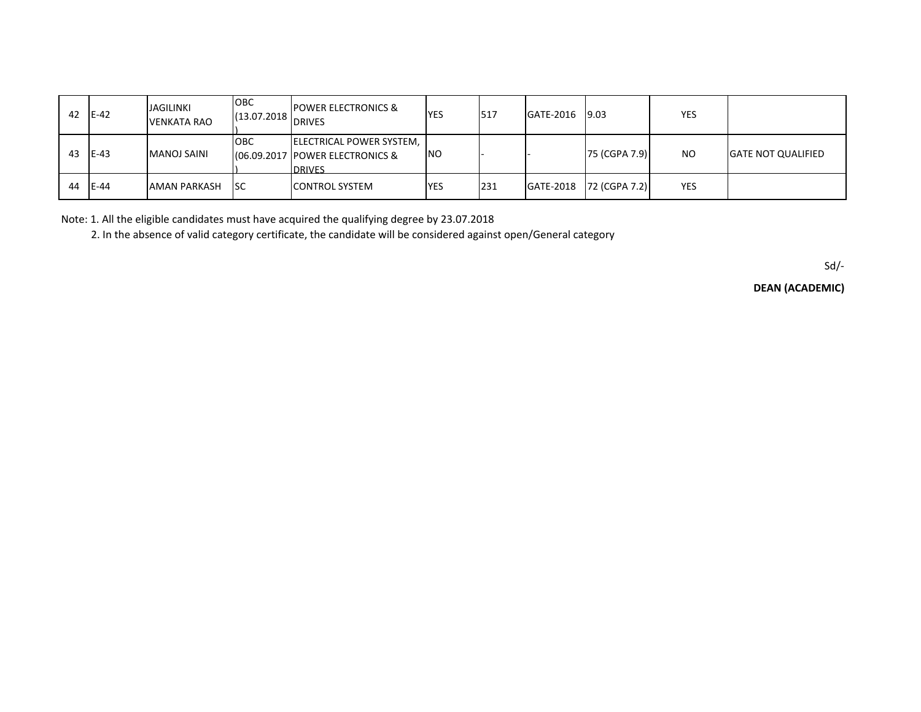| | | | | | | | | | | |
|---|---|---|---|---|---|---|---|---|---|---|
| 42 | E-42 | JAGILINKI VENKATA RAO | OBC (13.07.2018) | POWER ELECTRONICS & DRIVES | YES | 517 | GATE-2016 | 9.03 | YES | |
| 43 | E-43 | MANOJ SAINI | OBC (06.09.2017) | ELECTRICAL POWER SYSTEM, POWER ELECTRONICS & DRIVES | NO | - | - | 75 (CGPA 7.9) | NO | GATE NOT QUALIFIED |
| 44 | E-44 | AMAN PARKASH | SC | CONTROL SYSTEM | YES | 231 | GATE-2018 | 72 (CGPA 7.2) | YES | |

Note: 1. All the eligible candidates must have acquired the qualifying degree by 23.07.2018

2. In the absence of valid category certificate, the candidate will be considered against open/General category

Sd/-

**DEAN (ACADEMIC)**